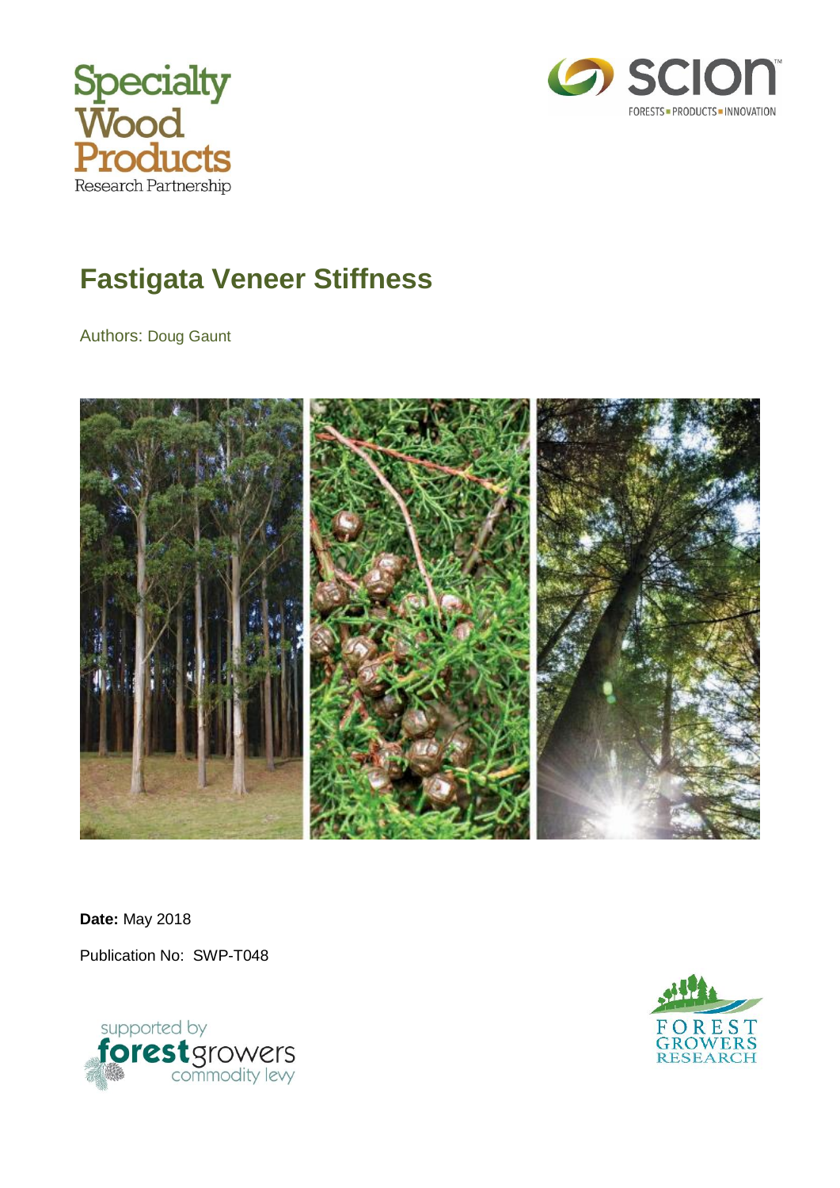# Fastigata Veneer Stiffness

Authors: Doug Gaunt

**Date:** May 2018

Publication No: SWP-T048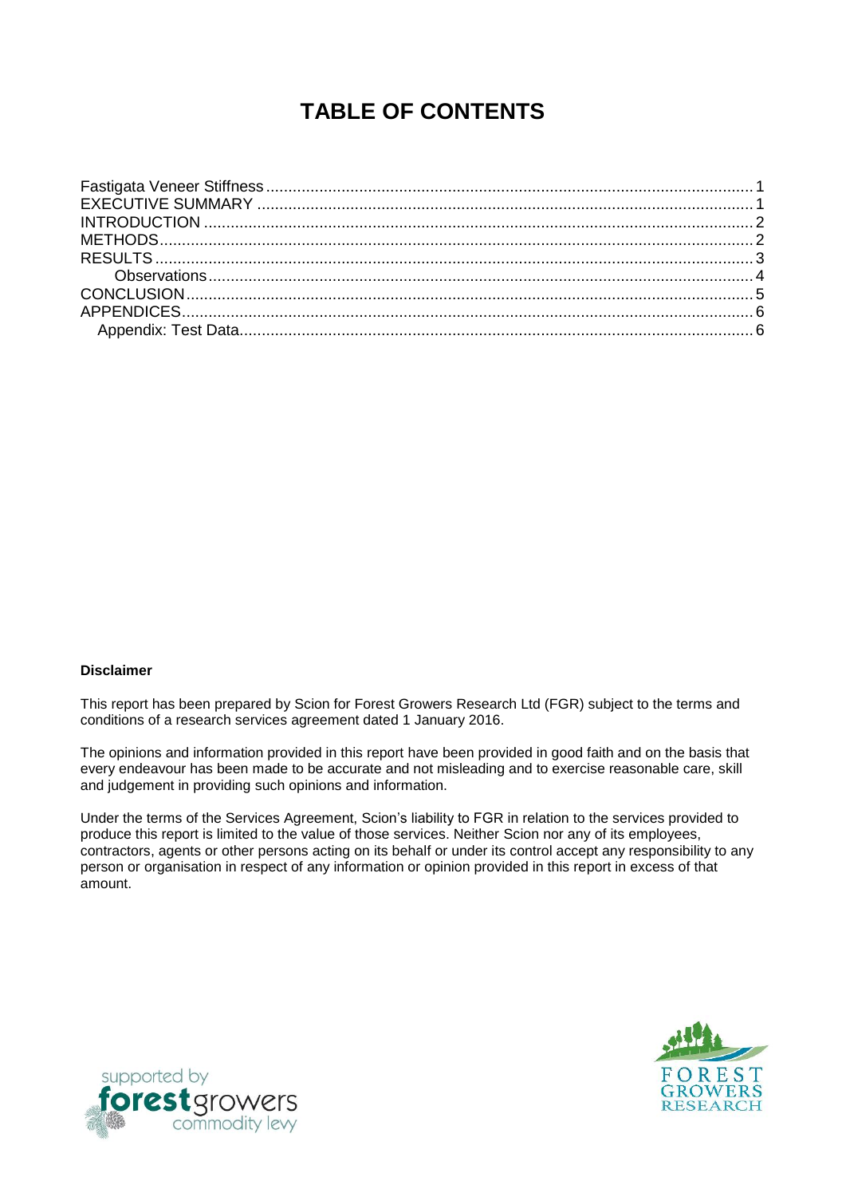# TABLE OF CONTENTS

Fastigata Veneer Stiffness .............................................................................................................. 1
EXECUTIVE SUMMARY ................................................................................................................ 1
INTRODUCTION ............................................................................................................................ 2
METHODS ...................................................................................................................................... 2
RESULTS ....................................................................................................................................... 3
    Observations ............................................................................................................................ 4
CONCLUSION ................................................................................................................................ 5
APPENDICES ................................................................................................................................. 6
  Appendix: Test Data ..................................................................................................................... 6

**Disclaimer**

This report has been prepared by Scion for Forest Growers Research Ltd (FGR) subject to the terms and conditions of a research services agreement dated 1 January 2016.

The opinions and information provided in this report have been provided in good faith and on the basis that every endeavour has been made to be accurate and not misleading and to exercise reasonable care, skill and judgement in providing such opinions and information.

Under the terms of the Services Agreement, Scion's liability to FGR in relation to the services provided to produce this report is limited to the value of those services. Neither Scion nor any of its employees, contractors, agents or other persons acting on its behalf or under its control accept any responsibility to any person or organisation in respect of any information or opinion provided in this report in excess of that amount.

supported by forestgrowers commodity levy

FOREST GROWERS RESEARCH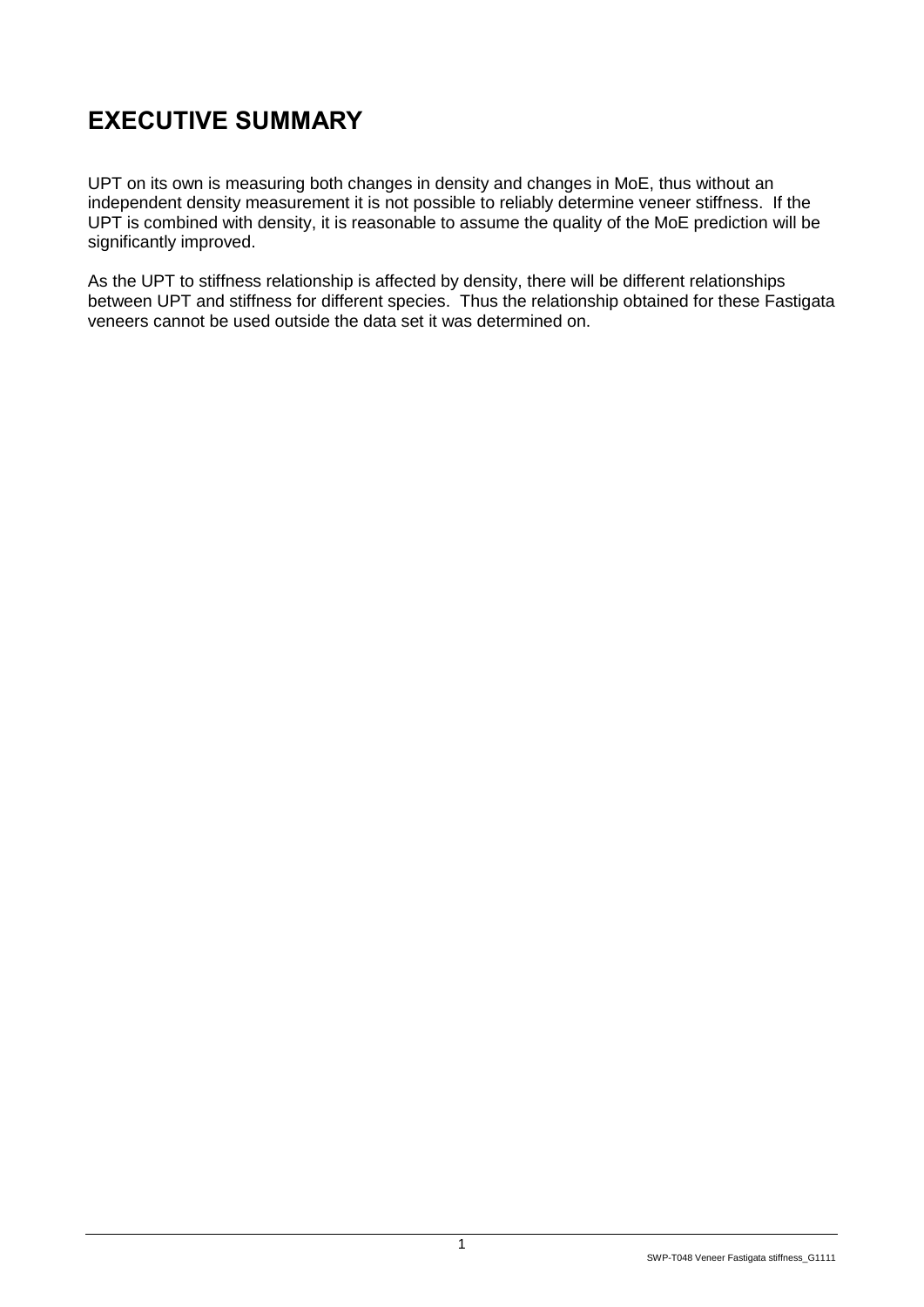# EXECUTIVE SUMMARY

UPT on its own is measuring both changes in density and changes in MoE, thus without an independent density measurement it is not possible to reliably determine veneer stiffness. If the UPT is combined with density, it is reasonable to assume the quality of the MoE prediction will be significantly improved.

As the UPT to stiffness relationship is affected by density, there will be different relationships between UPT and stiffness for different species. Thus the relationship obtained for these Fastigata veneers cannot be used outside the data set it was determined on.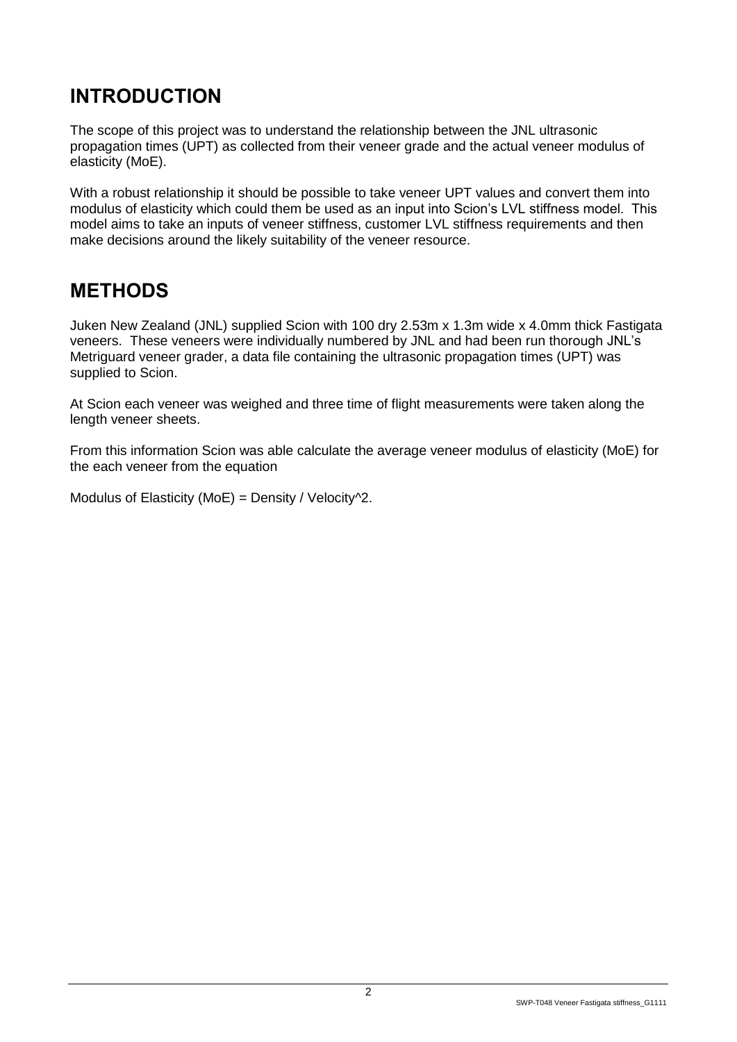# INTRODUCTION

The scope of this project was to understand the relationship between the JNL ultrasonic propagation times (UPT) as collected from their veneer grade and the actual veneer modulus of elasticity (MoE).

With a robust relationship it should be possible to take veneer UPT values and convert them into modulus of elasticity which could them be used as an input into Scion's LVL stiffness model. This model aims to take an inputs of veneer stiffness, customer LVL stiffness requirements and then make decisions around the likely suitability of the veneer resource.

# METHODS

Juken New Zealand (JNL) supplied Scion with 100 dry 2.53m x 1.3m wide x 4.0mm thick Fastigata veneers. These veneers were individually numbered by JNL and had been run thorough JNL's Metriguard veneer grader, a data file containing the ultrasonic propagation times (UPT) was supplied to Scion.

At Scion each veneer was weighed and three time of flight measurements were taken along the length veneer sheets.

From this information Scion was able calculate the average veneer modulus of elasticity (MoE) for the each veneer from the equation

Modulus of Elasticity (MoE) = Density / Velocity^2.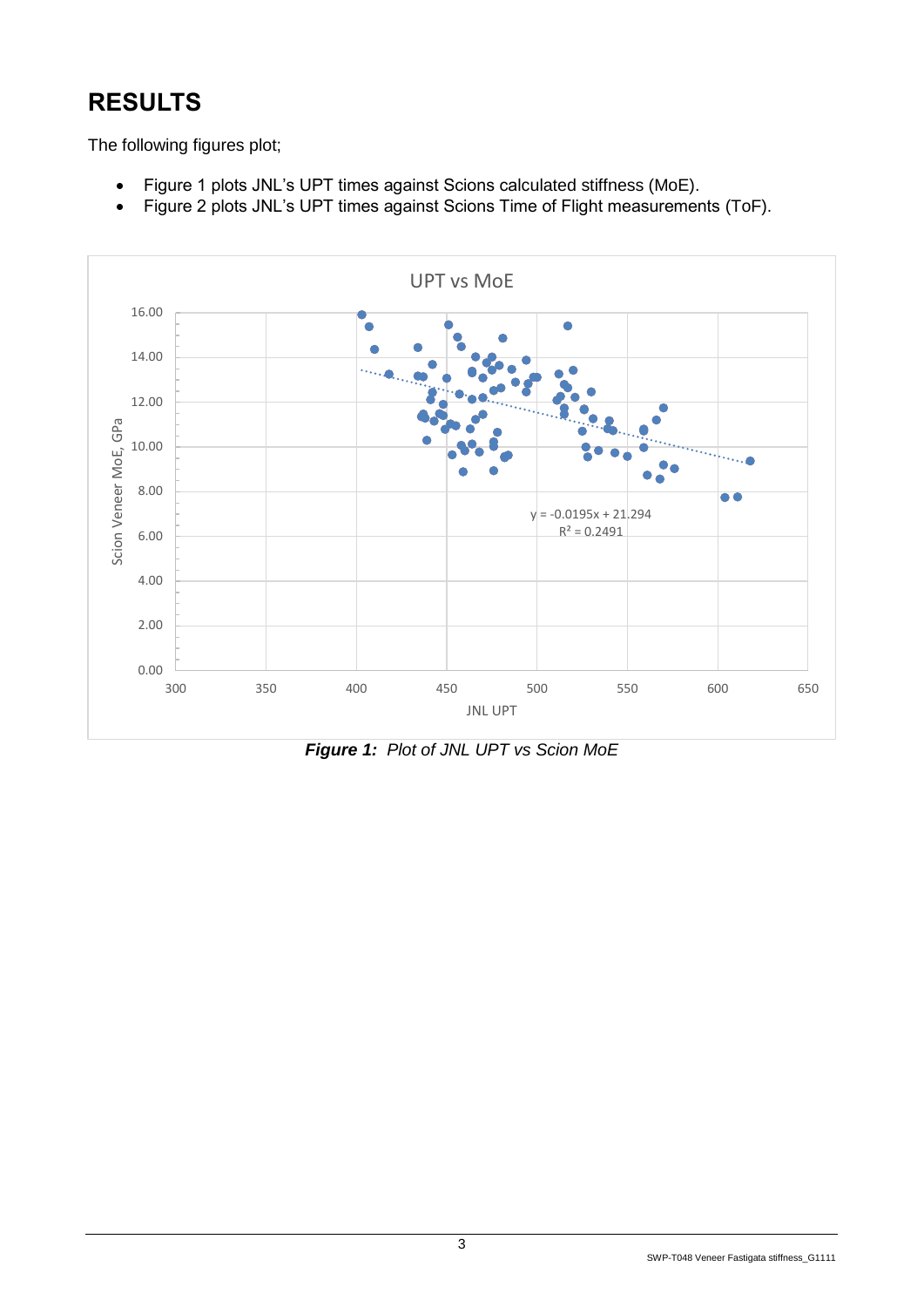# RESULTS

The following figures plot;

- Figure 1 plots JNL's UPT times against Scions calculated stiffness (MoE).
- Figure 2 plots JNL's UPT times against Scions Time of Flight measurements (ToF).

***Figure 1:** Plot of JNL UPT vs Scion MoE*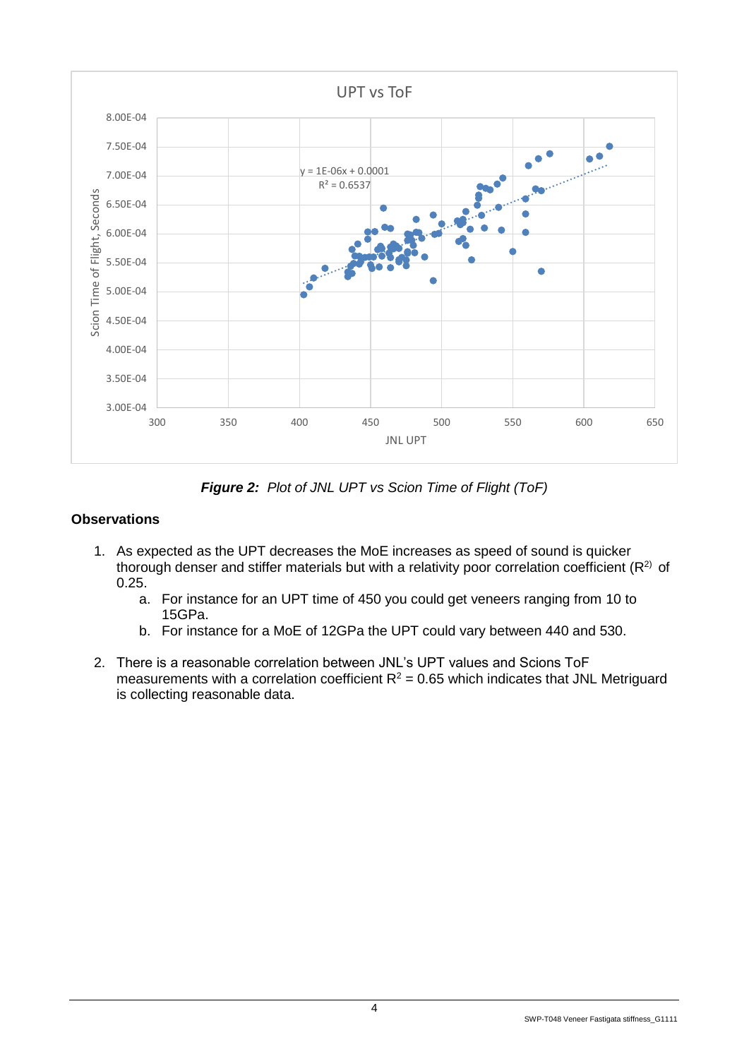*Figure 2: Plot of JNL UPT vs Scion Time of Flight (ToF)*

**Observations**

1. As expected as the UPT decreases the MoE increases as speed of sound is quicker thorough denser and stiffer materials but with a relativity poor correlation coefficient ($R^2$) of 0.25.
   a. For instance for an UPT time of 450 you could get veneers ranging from 10 to 15GPa.
   b. For instance for a MoE of 12GPa the UPT could vary between 440 and 530.

2. There is a reasonable correlation between JNL's UPT values and Scions ToF measurements with a correlation coefficient $R^2 = 0.65$ which indicates that JNL Metriguard is collecting reasonable data.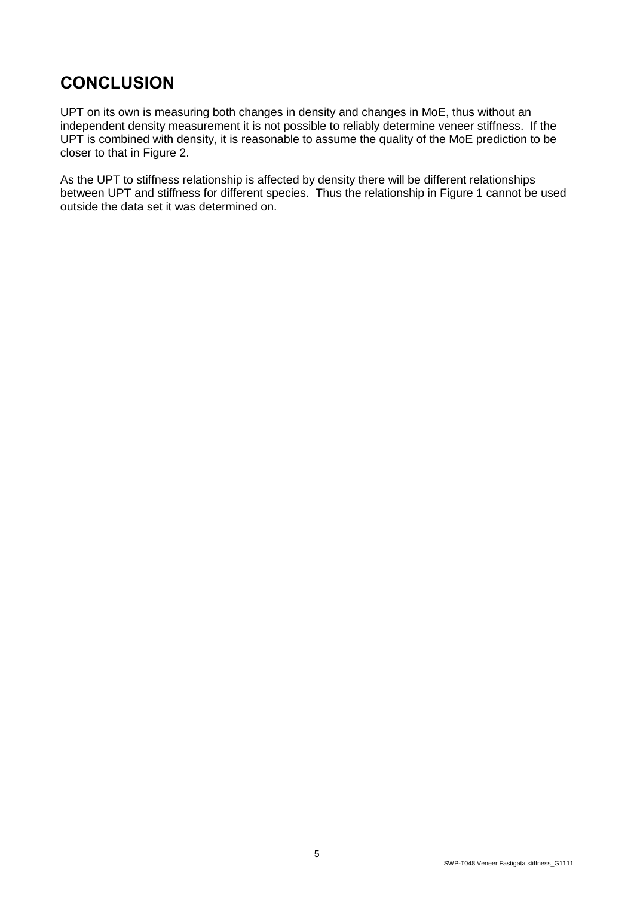# CONCLUSION

UPT on its own is measuring both changes in density and changes in MoE, thus without an independent density measurement it is not possible to reliably determine veneer stiffness. If the UPT is combined with density, it is reasonable to assume the quality of the MoE prediction to be closer to that in Figure 2.

As the UPT to stiffness relationship is affected by density there will be different relationships between UPT and stiffness for different species. Thus the relationship in Figure 1 cannot be used outside the data set it was determined on.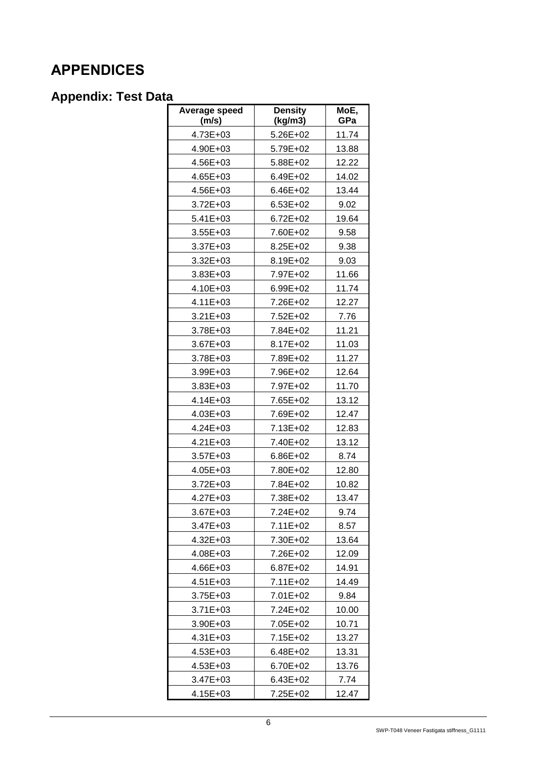# APPENDICES

## Appendix: Test Data

| Average speed (m/s) | Density (kg/m3) | MoE, GPa |
|---|---|---|
| 4.73E+03 | 5.26E+02 | 11.74 |
| 4.90E+03 | 5.79E+02 | 13.88 |
| 4.56E+03 | 5.88E+02 | 12.22 |
| 4.65E+03 | 6.49E+02 | 14.02 |
| 4.56E+03 | 6.46E+02 | 13.44 |
| 3.72E+03 | 6.53E+02 | 9.02 |
| 5.41E+03 | 6.72E+02 | 19.64 |
| 3.55E+03 | 7.60E+02 | 9.58 |
| 3.37E+03 | 8.25E+02 | 9.38 |
| 3.32E+03 | 8.19E+02 | 9.03 |
| 3.83E+03 | 7.97E+02 | 11.66 |
| 4.10E+03 | 6.99E+02 | 11.74 |
| 4.11E+03 | 7.26E+02 | 12.27 |
| 3.21E+03 | 7.52E+02 | 7.76 |
| 3.78E+03 | 7.84E+02 | 11.21 |
| 3.67E+03 | 8.17E+02 | 11.03 |
| 3.78E+03 | 7.89E+02 | 11.27 |
| 3.99E+03 | 7.96E+02 | 12.64 |
| 3.83E+03 | 7.97E+02 | 11.70 |
| 4.14E+03 | 7.65E+02 | 13.12 |
| 4.03E+03 | 7.69E+02 | 12.47 |
| 4.24E+03 | 7.13E+02 | 12.83 |
| 4.21E+03 | 7.40E+02 | 13.12 |
| 3.57E+03 | 6.86E+02 | 8.74 |
| 4.05E+03 | 7.80E+02 | 12.80 |
| 3.72E+03 | 7.84E+02 | 10.82 |
| 4.27E+03 | 7.38E+02 | 13.47 |
| 3.67E+03 | 7.24E+02 | 9.74 |
| 3.47E+03 | 7.11E+02 | 8.57 |
| 4.32E+03 | 7.30E+02 | 13.64 |
| 4.08E+03 | 7.26E+02 | 12.09 |
| 4.66E+03 | 6.87E+02 | 14.91 |
| 4.51E+03 | 7.11E+02 | 14.49 |
| 3.75E+03 | 7.01E+02 | 9.84 |
| 3.71E+03 | 7.24E+02 | 10.00 |
| 3.90E+03 | 7.05E+02 | 10.71 |
| 4.31E+03 | 7.15E+02 | 13.27 |
| 4.53E+03 | 6.48E+02 | 13.31 |
| 4.53E+03 | 6.70E+02 | 13.76 |
| 3.47E+03 | 6.43E+02 | 7.74 |
| 4.15E+03 | 7.25E+02 | 12.47 |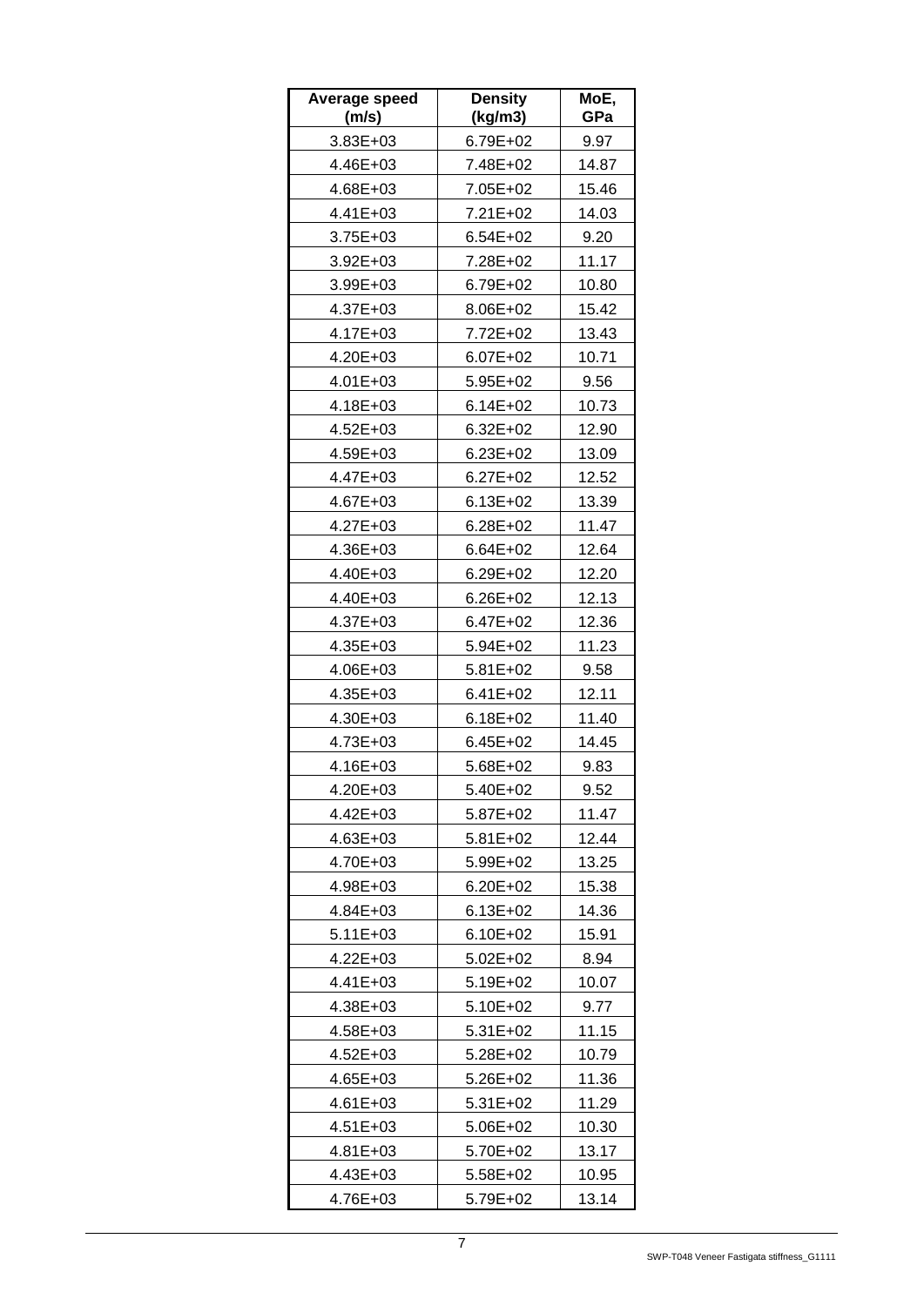| Average speed (m/s) | Density (kg/m3) | MoE, GPa |
|---|---|---|
| 3.83E+03 | 6.79E+02 | 9.97 |
| 4.46E+03 | 7.48E+02 | 14.87 |
| 4.68E+03 | 7.05E+02 | 15.46 |
| 4.41E+03 | 7.21E+02 | 14.03 |
| 3.75E+03 | 6.54E+02 | 9.20 |
| 3.92E+03 | 7.28E+02 | 11.17 |
| 3.99E+03 | 6.79E+02 | 10.80 |
| 4.37E+03 | 8.06E+02 | 15.42 |
| 4.17E+03 | 7.72E+02 | 13.43 |
| 4.20E+03 | 6.07E+02 | 10.71 |
| 4.01E+03 | 5.95E+02 | 9.56 |
| 4.18E+03 | 6.14E+02 | 10.73 |
| 4.52E+03 | 6.32E+02 | 12.90 |
| 4.59E+03 | 6.23E+02 | 13.09 |
| 4.47E+03 | 6.27E+02 | 12.52 |
| 4.67E+03 | 6.13E+02 | 13.39 |
| 4.27E+03 | 6.28E+02 | 11.47 |
| 4.36E+03 | 6.64E+02 | 12.64 |
| 4.40E+03 | 6.29E+02 | 12.20 |
| 4.40E+03 | 6.26E+02 | 12.13 |
| 4.37E+03 | 6.47E+02 | 12.36 |
| 4.35E+03 | 5.94E+02 | 11.23 |
| 4.06E+03 | 5.81E+02 | 9.58 |
| 4.35E+03 | 6.41E+02 | 12.11 |
| 4.30E+03 | 6.18E+02 | 11.40 |
| 4.73E+03 | 6.45E+02 | 14.45 |
| 4.16E+03 | 5.68E+02 | 9.83 |
| 4.20E+03 | 5.40E+02 | 9.52 |
| 4.42E+03 | 5.87E+02 | 11.47 |
| 4.63E+03 | 5.81E+02 | 12.44 |
| 4.70E+03 | 5.99E+02 | 13.25 |
| 4.98E+03 | 6.20E+02 | 15.38 |
| 4.84E+03 | 6.13E+02 | 14.36 |
| 5.11E+03 | 6.10E+02 | 15.91 |
| 4.22E+03 | 5.02E+02 | 8.94 |
| 4.41E+03 | 5.19E+02 | 10.07 |
| 4.38E+03 | 5.10E+02 | 9.77 |
| 4.58E+03 | 5.31E+02 | 11.15 |
| 4.52E+03 | 5.28E+02 | 10.79 |
| 4.65E+03 | 5.26E+02 | 11.36 |
| 4.61E+03 | 5.31E+02 | 11.29 |
| 4.51E+03 | 5.06E+02 | 10.30 |
| 4.81E+03 | 5.70E+02 | 13.17 |
| 4.43E+03 | 5.58E+02 | 10.95 |
| 4.76E+03 | 5.79E+02 | 13.14 |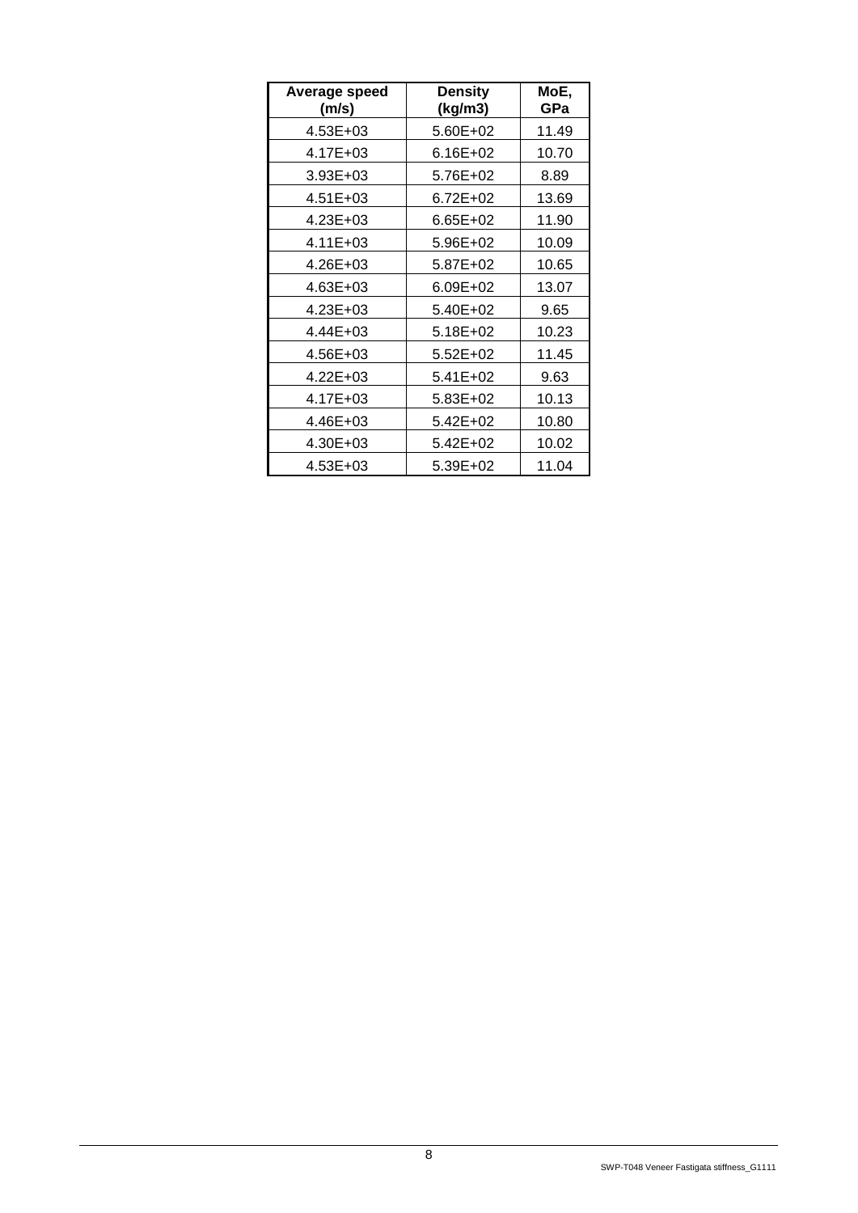| Average speed (m/s) | Density (kg/m3) | MoE, GPa |
|---|---|---|
| 4.53E+03 | 5.60E+02 | 11.49 |
| 4.17E+03 | 6.16E+02 | 10.70 |
| 3.93E+03 | 5.76E+02 | 8.89 |
| 4.51E+03 | 6.72E+02 | 13.69 |
| 4.23E+03 | 6.65E+02 | 11.90 |
| 4.11E+03 | 5.96E+02 | 10.09 |
| 4.26E+03 | 5.87E+02 | 10.65 |
| 4.63E+03 | 6.09E+02 | 13.07 |
| 4.23E+03 | 5.40E+02 | 9.65 |
| 4.44E+03 | 5.18E+02 | 10.23 |
| 4.56E+03 | 5.52E+02 | 11.45 |
| 4.22E+03 | 5.41E+02 | 9.63 |
| 4.17E+03 | 5.83E+02 | 10.13 |
| 4.46E+03 | 5.42E+02 | 10.80 |
| 4.30E+03 | 5.42E+02 | 10.02 |
| 4.53E+03 | 5.39E+02 | 11.04 |